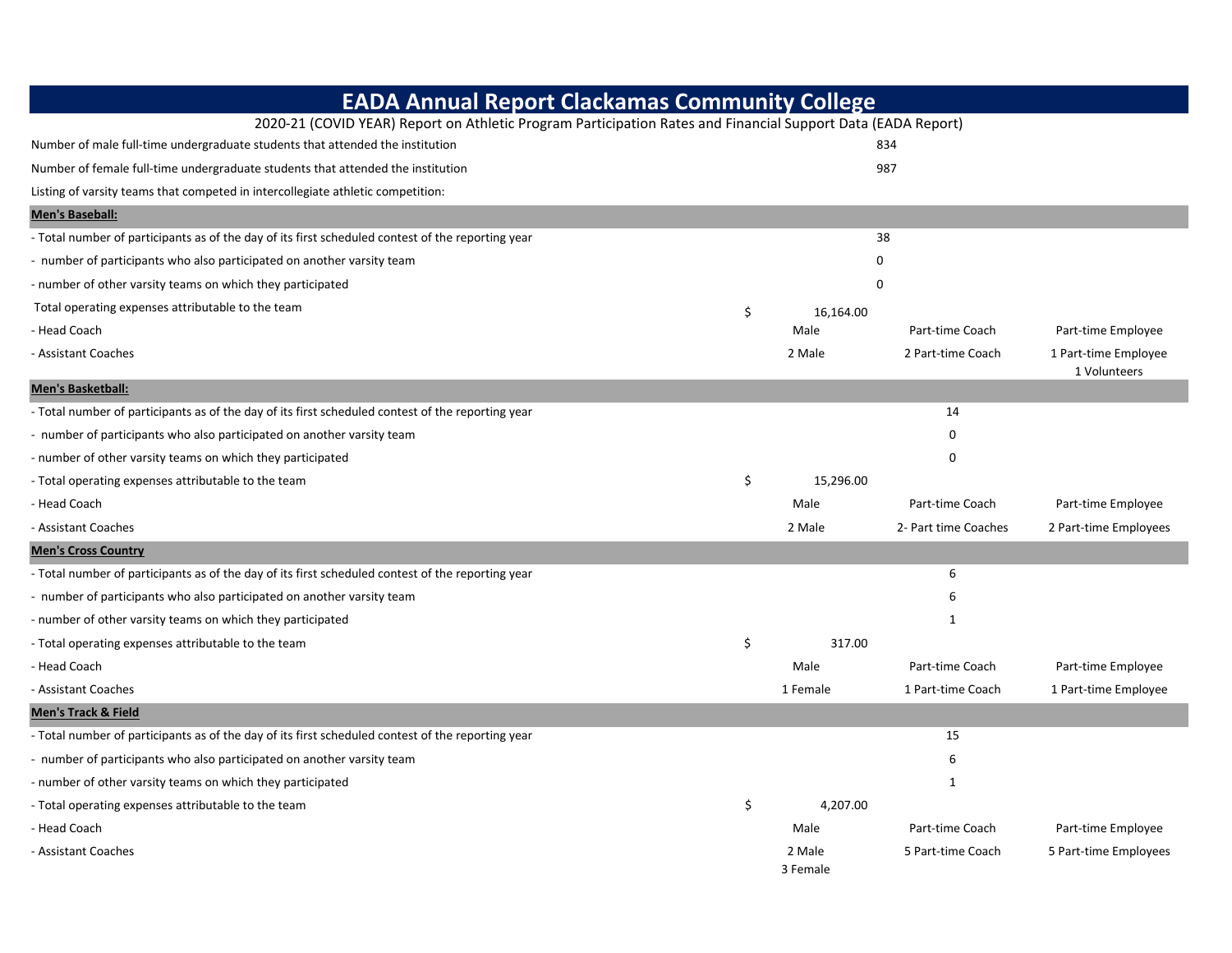# EADA Annual Report Clackamas Community College

2020-21 (COVID YEAR) Report on Athletic Program Participation Rates and Financial Support Data (EADA Report)

| | | | |
|---|---|---|---|
| Number of male full-time undergraduate students that attended the institution | | 834 | |
| Number of female full-time undergraduate students that attended the institution | | 987 | |
| Listing of varsity teams that competed in intercollegiate athletic competition: | | | |
| **Men's Baseball:** | | | |
| - Total number of participants as of the day of its first scheduled contest of the reporting year | | 38 | |
| - number of participants who also participated on another varsity team | | 0 | |
| - number of other varsity teams on which they participated | | 0 | |
| Total operating expenses attributable to the team | $ 16,164.00 | | |
| - Head Coach | Male | Part-time Coach | Part-time Employee |
| - Assistant Coaches | 2 Male | 2 Part-time Coach | 1 Part-time Employee<br>1 Volunteers |
| **Men's Basketball:** | | | |
| - Total number of participants as of the day of its first scheduled contest of the reporting year | | 14 | |
| - number of participants who also participated on another varsity team | | 0 | |
| - number of other varsity teams on which they participated | | 0 | |
| - Total operating expenses attributable to the team | $ 15,296.00 | | |
| - Head Coach | Male | Part-time Coach | Part-time Employee |
| - Assistant Coaches | 2 Male | 2- Part time Coaches | 2 Part-time Employees |
| **Men's Cross Country** | | | |
| - Total number of participants as of the day of its first scheduled contest of the reporting year | | 6 | |
| - number of participants who also participated on another varsity team | | 6 | |
| - number of other varsity teams on which they participated | | 1 | |
| - Total operating expenses attributable to the team | $ 317.00 | | |
| - Head Coach | Male | Part-time Coach | Part-time Employee |
| - Assistant Coaches | 1 Female | 1 Part-time Coach | 1 Part-time Employee |
| **Men's Track & Field** | | | |
| - Total number of participants as of the day of its first scheduled contest of the reporting year | | 15 | |
| - number of participants who also participated on another varsity team | | 6 | |
| - number of other varsity teams on which they participated | | 1 | |
| - Total operating expenses attributable to the team | $ 4,207.00 | | |
| - Head Coach | Male | Part-time Coach | Part-time Employee |
| - Assistant Coaches | 2 Male<br>3 Female | 5 Part-time Coach | 5 Part-time Employees |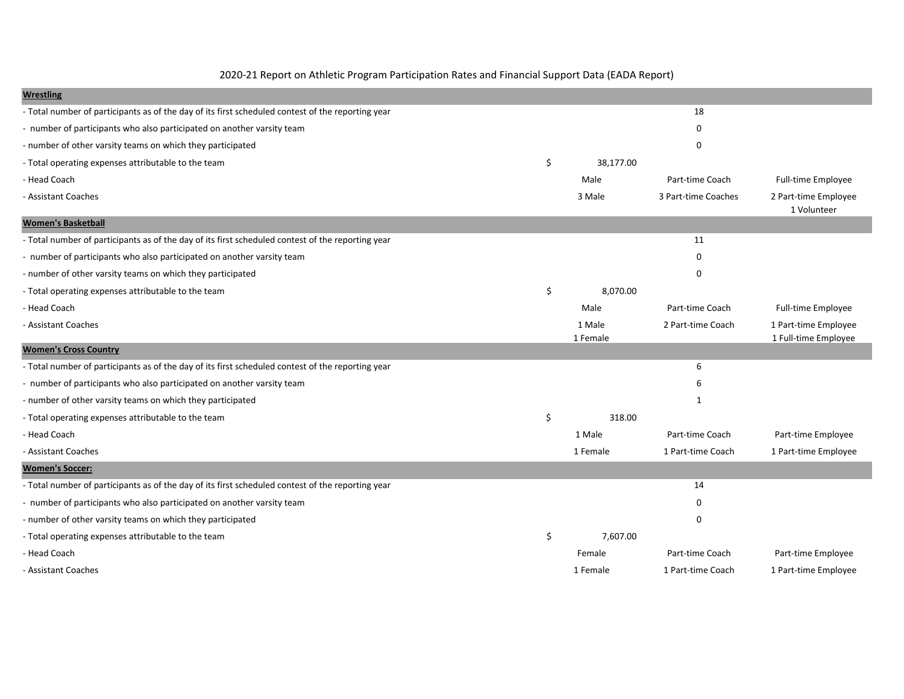2020-21 Report on Athletic Program Participation Rates and Financial Support Data (EADA Report)

| **Wrestling** | | | |
|---|---|---|---|
| - Total number of participants as of the day of its first scheduled contest of the reporting year | | 18 | |
| - number of participants who also participated on another varsity team | | 0 | |
| - number of other varsity teams on which they participated | | 0 | |
| - Total operating expenses attributable to the team | $ 38,177.00 | | |
| - Head Coach | Male | Part-time Coach | Full-time Employee |
| - Assistant Coaches | 3 Male | 3 Part-time Coaches | 2 Part-time Employee<br>1 Volunteer |
| **Women's Basketball** | | | |
| - Total number of participants as of the day of its first scheduled contest of the reporting year | | 11 | |
| - number of participants who also participated on another varsity team | | 0 | |
| - number of other varsity teams on which they participated | | 0 | |
| - Total operating expenses attributable to the team | $ 8,070.00 | | |
| - Head Coach | Male | Part-time Coach | Full-time Employee |
| - Assistant Coaches | 1 Male<br>1 Female | 2 Part-time Coach | 1 Part-time Employee<br>1 Full-time Employee |
| **Women's Cross Country** | | | |
| - Total number of participants as of the day of its first scheduled contest of the reporting year | | 6 | |
| - number of participants who also participated on another varsity team | | 6 | |
| - number of other varsity teams on which they participated | | 1 | |
| - Total operating expenses attributable to the team | $ 318.00 | | |
| - Head Coach | 1 Male | Part-time Coach | Part-time Employee |
| - Assistant Coaches | 1 Female | 1 Part-time Coach | 1 Part-time Employee |
| **Women's Soccer:** | | | |
| - Total number of participants as of the day of its first scheduled contest of the reporting year | | 14 | |
| - number of participants who also participated on another varsity team | | 0 | |
| - number of other varsity teams on which they participated | | 0 | |
| - Total operating expenses attributable to the team | $ 7,607.00 | | |
| - Head Coach | Female | Part-time Coach | Part-time Employee |
| - Assistant Coaches | 1 Female | 1 Part-time Coach | 1 Part-time Employee |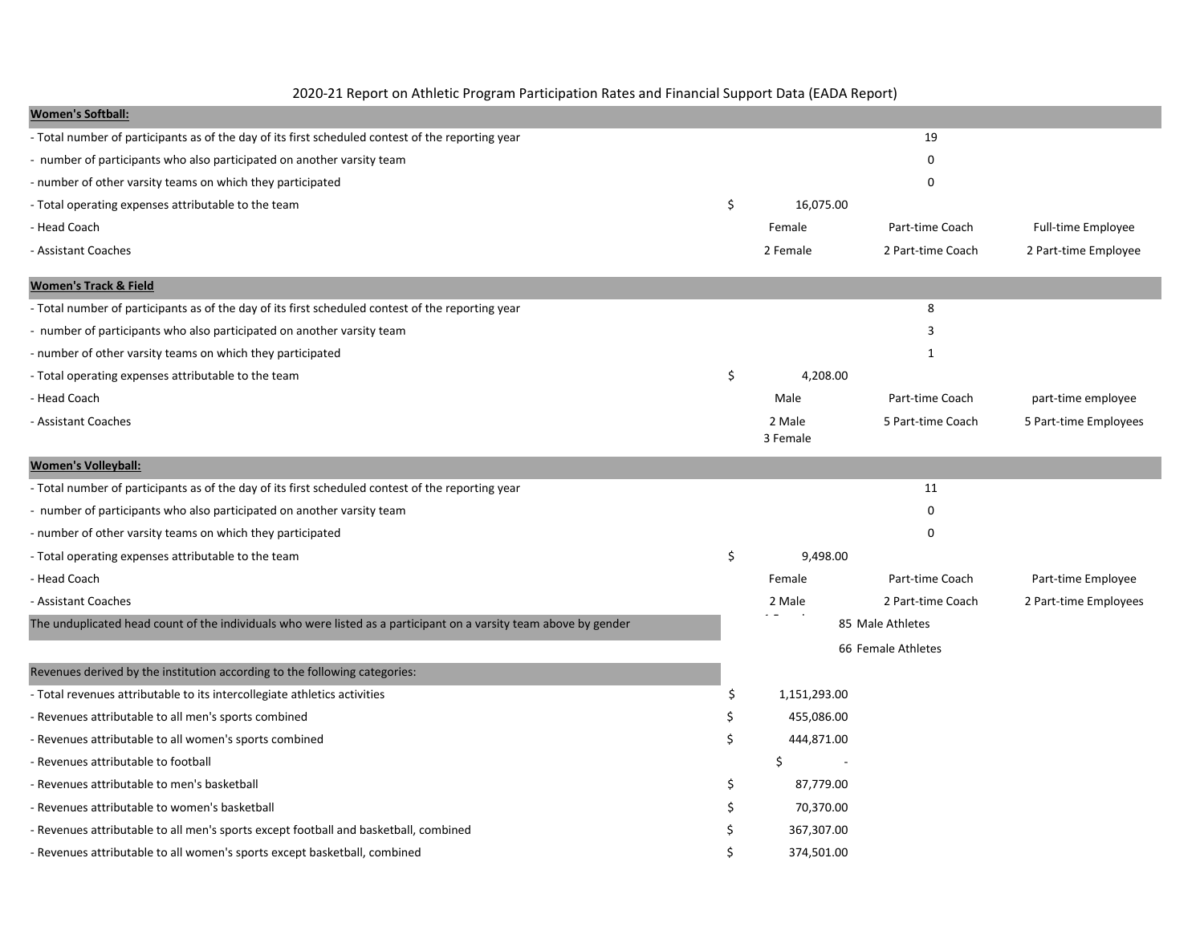2020-21 Report on Athletic Program Participation Rates and Financial Support Data (EADA Report)

| **Women's Softball:** | | | |
|---|---|---|---|
| - Total number of participants as of the day of its first scheduled contest of the reporting year | | 19 | |
| - number of participants who also participated on another varsity team | | 0 | |
| - number of other varsity teams on which they participated | | 0 | |
| - Total operating expenses attributable to the team | $ 16,075.00 | | |
| - Head Coach | Female | Part-time Coach | Full-time Employee |
| - Assistant Coaches | 2 Female | 2 Part-time Coach | 2 Part-time Employee |
| **Women's Track & Field** | | | |
| - Total number of participants as of the day of its first scheduled contest of the reporting year | | 8 | |
| - number of participants who also participated on another varsity team | | 3 | |
| - number of other varsity teams on which they participated | | 1 | |
| - Total operating expenses attributable to the team | $ 4,208.00 | | |
| - Head Coach | Male | Part-time Coach | part-time employee |
| - Assistant Coaches | 2 Male<br>3 Female | 5 Part-time Coach | 5 Part-time Employees |
| **Women's Volleyball:** | | | |
| - Total number of participants as of the day of its first scheduled contest of the reporting year | | 11 | |
| - number of participants who also participated on another varsity team | | 0 | |
| - number of other varsity teams on which they participated | | 0 | |
| - Total operating expenses attributable to the team | $ 9,498.00 | | |
| - Head Coach | Female | Part-time Coach | Part-time Employee |
| - Assistant Coaches | 2 Male<br>1 Female | 2 Part-time Coach | 2 Part-time Employees |

| The unduplicated head count of the individuals who were listed as a participant on a varsity team above by gender | |
|---|---|
| | 85 Male Athletes |
| | 66 Female Athletes |

| Revenues derived by the institution according to the following categories: | |
|---|---|
| - Total revenues attributable to its intercollegiate athletics activities | $ 1,151,293.00 |
| - Revenues attributable to all men's sports combined | $ 455,086.00 |
| - Revenues attributable to all women's sports combined | $ 444,871.00 |
| - Revenues attributable to football | $ - |
| - Revenues attributable to men's basketball | $ 87,779.00 |
| - Revenues attributable to women's basketball | $ 70,370.00 |
| - Revenues attributable to all men's sports except football and basketball, combined | $ 367,307.00 |
| - Revenues attributable to all women's sports except basketball, combined | $ 374,501.00 |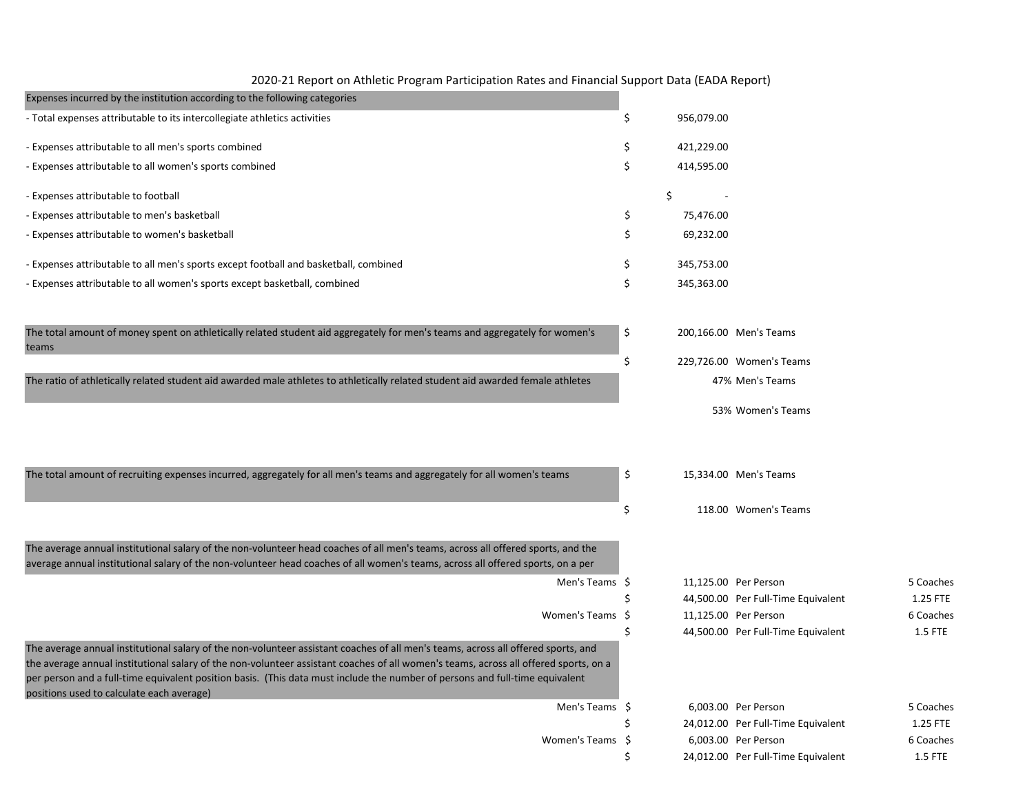# 2020-21 Report on Athletic Program Participation Rates and Financial Support Data (EADA Report)

| | | | | |
|---|---|---|---|---|
| Expenses incurred by the institution according to the following categories | | | | |
| - Total expenses attributable to its intercollegiate athletics activities | $ | 956,079.00 | | |
| - Expenses attributable to all men's sports combined | $ | 421,229.00 | | |
| - Expenses attributable to all women's sports combined | $ | 414,595.00 | | |
| - Expenses attributable to football | $ | - | | |
| - Expenses attributable to men's basketball | $ | 75,476.00 | | |
| - Expenses attributable to women's basketball | $ | 69,232.00 | | |
| - Expenses attributable to all men's sports except football and basketball, combined | $ | 345,753.00 | | |
| - Expenses attributable to all women's sports except basketball, combined | $ | 345,363.00 | | |
| The total amount of money spent on athletically related student aid aggregately for men's teams and aggregately for women's teams | $ | 200,166.00 | Men's Teams | |
| | $ | 229,726.00 | Women's Teams | |
| The ratio of athletically related student aid awarded male athletes to athletically related student aid awarded female athletes | | 47% | Men's Teams | |
| | | 53% | Women's Teams | |
| The total amount of recruiting expenses incurred, aggregately for all men's teams and aggregately for all women's teams | $ | 15,334.00 | Men's Teams | |
| | $ | 118.00 | Women's Teams | |
| The average annual institutional salary of the non-volunteer head coaches of all men's teams, across all offered sports, and the average annual institutional salary of the non-volunteer head coaches of all women's teams, across all offered sports, on a per | | | | |
| Men's Teams | $ | 11,125.00 | Per Person | 5 Coaches |
| | $ | 44,500.00 | Per Full-Time Equivalent | 1.25 FTE |
| Women's Teams | $ | 11,125.00 | Per Person | 6 Coaches |
| | $ | 44,500.00 | Per Full-Time Equivalent | 1.5 FTE |
| The average annual institutional salary of the non-volunteer assistant coaches of all men's teams, across all offered sports, and the average annual institutional salary of the non-volunteer assistant coaches of all women's teams, across all offered sports, on a per person and a full-time equivalent position basis. (This data must include the number of persons and full-time equivalent positions used to calculate each average) | | | | |
| Men's Teams | $ | 6,003.00 | Per Person | 5 Coaches |
| | $ | 24,012.00 | Per Full-Time Equivalent | 1.25 FTE |
| Women's Teams | $ | 6,003.00 | Per Person | 6 Coaches |
| | $ | 24,012.00 | Per Full-Time Equivalent | 1.5 FTE |